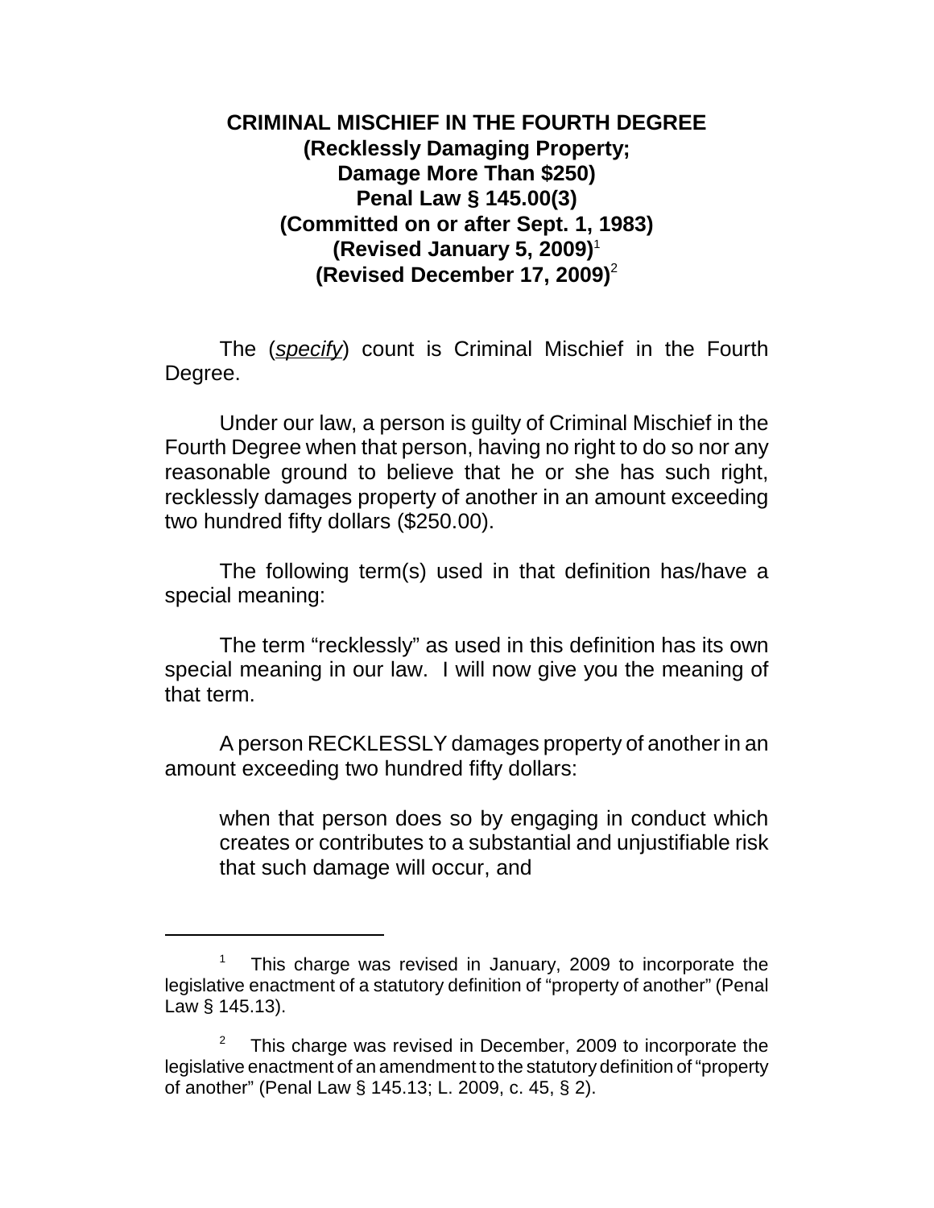# CRIMINAL MISCHIEF IN THE FOURTH DEGREE
## (Recklessly Damaging Property; Damage More Than $250)
## Penal Law § 145.00(3)
## (Committed on or after Sept. 1, 1983)
## (Revised January 5, 2009)[1]
## (Revised December 17, 2009)[2]

The (*specify*) count is Criminal Mischief in the Fourth Degree.

Under our law, a person is guilty of Criminal Mischief in the Fourth Degree when that person, having no right to do so nor any reasonable ground to believe that he or she has such right, recklessly damages property of another in an amount exceeding two hundred fifty dollars ($250.00).

The following term(s) used in that definition has/have a special meaning:

The term "recklessly" as used in this definition has its own special meaning in our law. I will now give you the meaning of that term.

A person RECKLESSLY damages property of another in an amount exceeding two hundred fifty dollars:

> when that person does so by engaging in conduct which creates or contributes to a substantial and unjustifiable risk that such damage will occur, and

---

[1] This charge was revised in January, 2009 to incorporate the legislative enactment of a statutory definition of "property of another" (Penal Law § 145.13).

[2] This charge was revised in December, 2009 to incorporate the legislative enactment of an amendment to the statutory definition of "property of another" (Penal Law § 145.13; L. 2009, c. 45, § 2).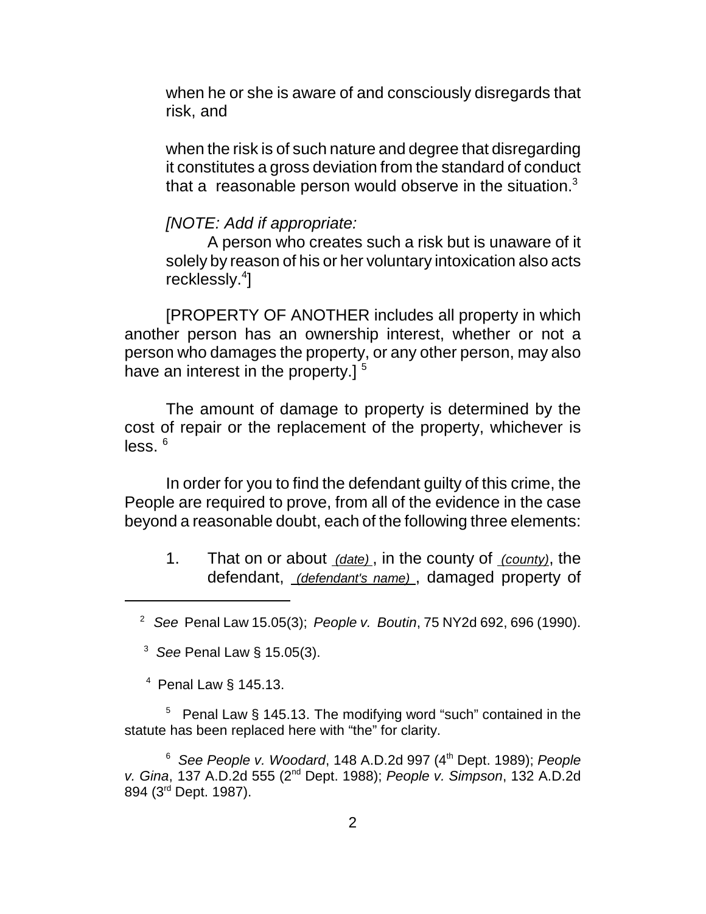when he or she is aware of and consciously disregards that risk, and

when the risk is of such nature and degree that disregarding it constitutes a gross deviation from the standard of conduct that a reasonable person would observe in the situation.[3]

*[NOTE: Add if appropriate:*

A person who creates such a risk but is unaware of it solely by reason of his or her voluntary intoxication also acts recklessly.[4]]

[PROPERTY OF ANOTHER includes all property in which another person has an ownership interest, whether or not a person who damages the property, or any other person, may also have an interest in the property.] [5]

The amount of damage to property is determined by the cost of repair or the replacement of the property, whichever is less. [6]

In order for you to find the defendant guilty of this crime, the People are required to prove, from all of the evidence in the case beyond a reasonable doubt, each of the following three elements:

1. That on or about *(date)*, in the county of *(county)*, the defendant, *(defendant's name)*, damaged property of

---

[2] *See* Penal Law 15.05(3); *People v. Boutin*, 75 NY2d 692, 696 (1990).

[3] *See* Penal Law § 15.05(3).

[4] Penal Law § 145.13.

[5] Penal Law § 145.13. The modifying word "such" contained in the statute has been replaced here with "the" for clarity.

[6] *See People v. Woodard*, 148 A.D.2d 997 (4th Dept. 1989); *People v. Gina*, 137 A.D.2d 555 (2nd Dept. 1988); *People v. Simpson*, 132 A.D.2d 894 (3rd Dept. 1987).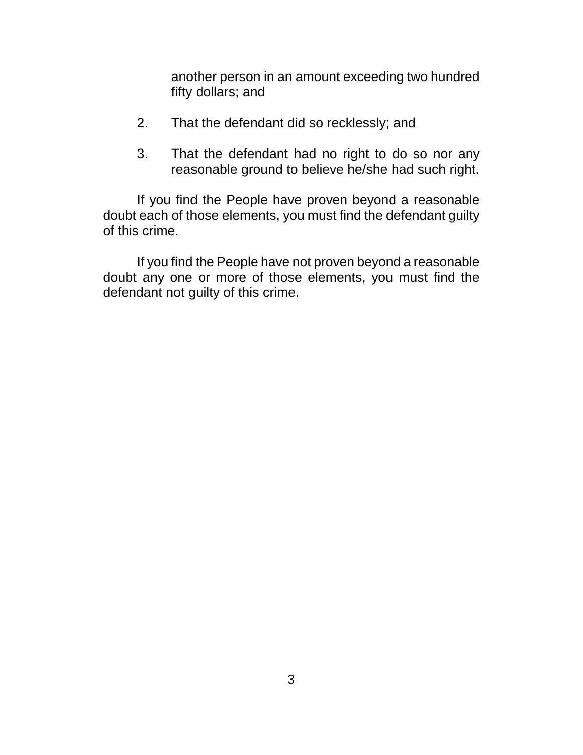another person in an amount exceeding two hundred fifty dollars; and

2. That the defendant did so recklessly; and

3. That the defendant had no right to do so nor any reasonable ground to believe he/she had such right.

If you find the People have proven beyond a reasonable doubt each of those elements, you must find the defendant guilty of this crime.

If you find the People have not proven beyond a reasonable doubt any one or more of those elements, you must find the defendant not guilty of this crime.